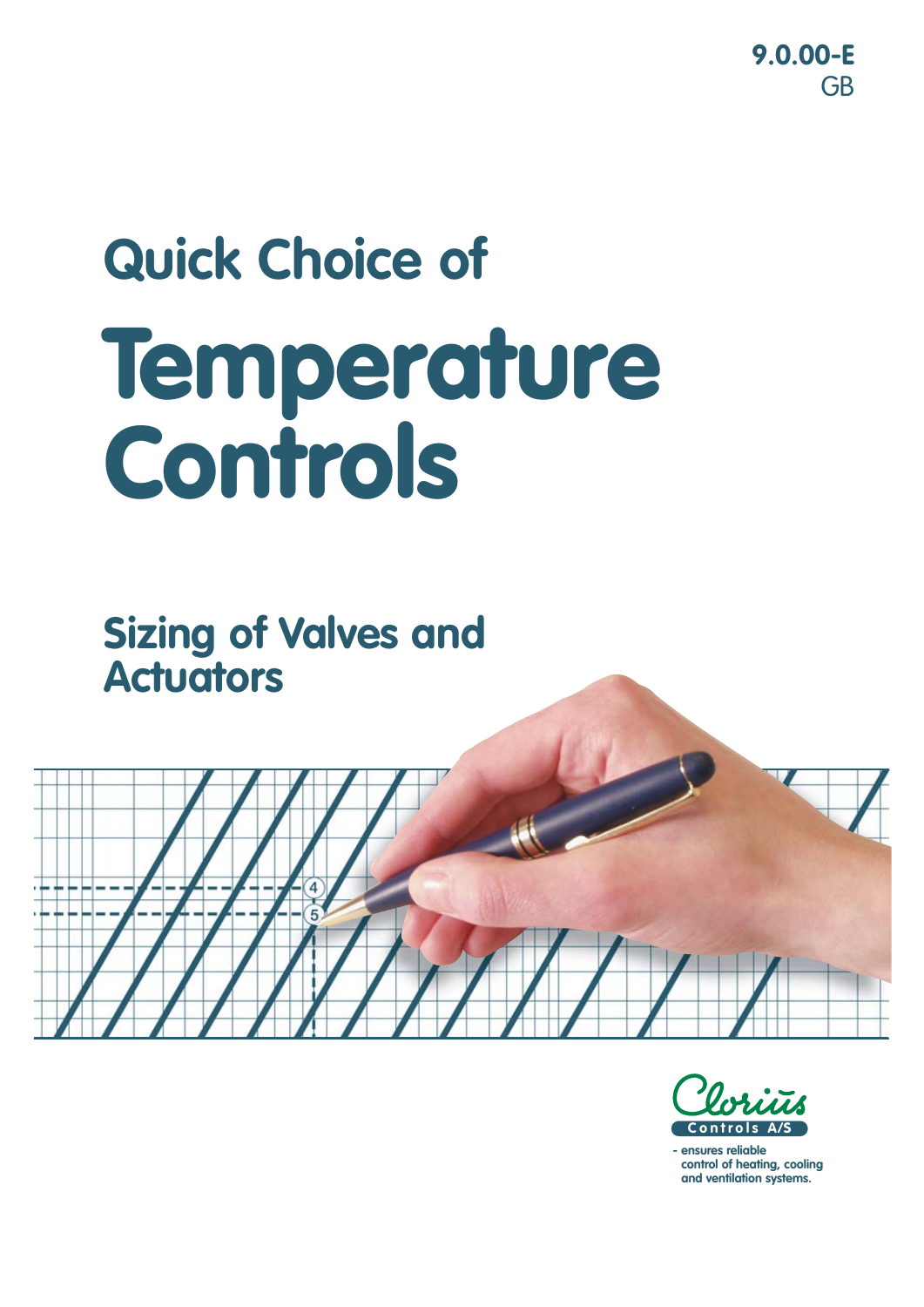9.0.00-E
GB

# Quick Choice of

# Temperature Controls

## Sizing of Valves and Actuators

Clorius Controls A/S

- ensures reliable control of heating, cooling and ventilation systems.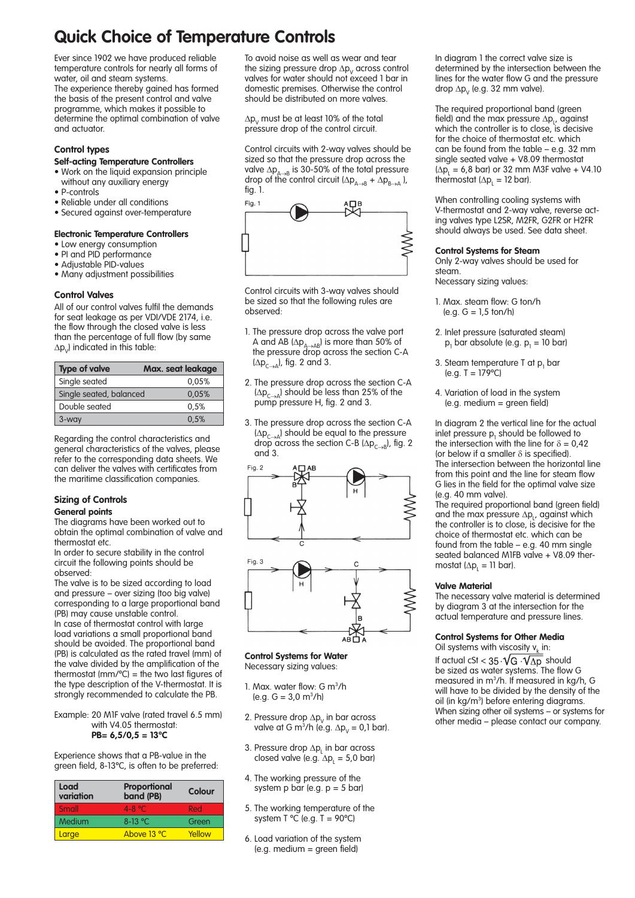# Quick Choice of Temperature Controls

Ever since 1902 we have produced reliable temperature controls for nearly all forms of water, oil and steam systems.
The experience thereby gained has formed the basis of the present control and valve programme, which makes it possible to determine the optimal combination of valve and actuator.

### Control types

**Self-acting Temperature Controllers**

- Work on the liquid expansion principle without any auxiliary energy
- P-controls
- Reliable under all conditions
- Secured against over-temperature

**Electronic Temperature Controllers**

- Low energy consumption
- PI and PID performance
- Adjustable PID-values
- Many adjustment possibilities

### Control Valves

All of our control valves fulfil the demands for seat leakage as per VDI/VDE 2174, i.e. the flow through the closed valve is less than the percentage of full flow (by same $\Delta p_V$) indicated in this table:

| Type of valve | Max. seat leakage |
|---|---|
| Single seated | 0,05% |
| Single seated, balanced | 0,05% |
| Double seated | 0,5% |
| 3-way | 0,5% |

Regarding the control characteristics and general characteristics of the valves, please refer to the corresponding data sheets. We can deliver the valves with certificates from the maritime classification companies.

### Sizing of Controls

**General points**

The diagrams have been worked out to obtain the optimal combination of valve and thermostat etc.
In order to secure stability in the control circuit the following points should be observed:
The valve is to be sized according to load and pressure – over sizing (too big valve) corresponding to a large proportional band (PB) may cause unstable control.
In case of thermostat control with large load variations a small proportional band should be avoided. The proportional band (PB) is calculated as the rated travel (mm) of the valve divided by the amplification of the thermostat (mm/°C) = the two last figures of the type description of the V-thermostat. It is strongly recommended to calculate the PB.

Example: 20 M1F valve (rated travel 6.5 mm) with V4.05 thermostat:
**PB= 6,5/0,5 = 13°C**

Experience shows that a PB-value in the green field, 8-13°C, is often to be preferred:

| Load variation | Proportional band (PB) | Colour |
|---|---|---|
| Small | 4-8 °C | Red |
| Medium | 8-13 °C | Green |
| Large | Above 13 °C | Yellow |

To avoid noise as well as wear and tear the sizing pressure drop $\Delta p_V$ across control valves for water should not exceed 1 bar in domestic premises. Otherwise the control should be distributed on more valves.

$\Delta p_V$ must be at least 10% of the total pressure drop of the control circuit.

Control circuits with 2-way valves should be sized so that the pressure drop across the valve $\Delta p_{A \to B}$ is 30-50% of the total pressure drop of the control circuit ($\Delta p_{A \to B} + \Delta p_{B \to A}$), fig. 1.

Fig. 1

Control circuits with 3-way valves should be sized so that the following rules are observed:

1. The pressure drop across the valve port A and AB ($\Delta p_{A \to AB}$) is more than 50% of the pressure drop across the section C-A ($\Delta p_{C \to A}$), fig. 2 and 3.

2. The pressure drop across the section C-A ($\Delta p_{C \to A}$) should be less than 25% of the pump pressure H, fig. 2 and 3.

3. The pressure drop across the section C-A ($\Delta p_{C \to A}$) should be equal to the pressure drop across the section C-B ($\Delta p_{C \to B}$), fig. 2 and 3.

Fig. 2

Fig. 3

### Control Systems for Water

Necessary sizing values:

1. Max. water flow: G $m^3/h$ (e.g. G = 3,0 $m^3/h$)

2. Pressure drop $\Delta p_V$ in bar across valve at G $m^3/h$ (e.g. $\Delta p_V$ = 0,1 bar).

3. Pressure drop $\Delta p_L$ in bar across closed valve (e.g. $\Delta p_L$ = 5,0 bar)

4. The working pressure of the system p bar (e.g. p = 5 bar)

5. The working temperature of the system T °C (e.g. T = 90°C)

6. Load variation of the system (e.g. medium = green field)

In diagram 1 the correct valve size is determined by the intersection between the lines for the water flow G and the pressure drop $\Delta p_V$ (e.g. 32 mm valve).

The required proportional band (green field) and the max pressure $\Delta p_L$, against which the controller is to close, is decisive for the choice of thermostat etc. which can be found from the table – e.g. 32 mm single seated valve + V8.09 thermostat ($\Delta p_L$ = 6,8 bar) or 32 mm M3F valve + V4.10 thermostat ($\Delta p_L$ = 12 bar).

When controlling cooling systems with V-thermostat and 2-way valve, reverse acting valves type L2SR, M2FR, G2FR or H2FR should always be used. See data sheet.

### Control Systems for Steam

Only 2-way valves should be used for steam.
Necessary sizing values:

1. Max. steam flow: G ton/h (e.g. G = 1,5 ton/h)

2. Inlet pressure (saturated steam) $p_1$ bar absolute (e.g. $p_1$ = 10 bar)

3. Steam temperature T at $p_1$ bar (e.g. T = 179°C)

4. Variation of load in the system (e.g. medium = green field)

In diagram 2 the vertical line for the actual inlet pressure $p_1$ should be followed to the intersection with the line for $\delta$ = 0,42 (or below if a smaller $\delta$ is specified).
The intersection between the horizontal line from this point and the line for steam flow G lies in the field for the optimal valve size (e.g. 40 mm valve).
The required proportional band (green field) and the max pressure $\Delta p_L$, against which the controller is to close, is decisive for the choice of thermostat etc. which can be found from the table – e.g. 40 mm single seated balanced M1FB valve + V8.09 thermostat ($\Delta p_L$ = 11 bar).

### Valve Material

The necessary valve material is determined by diagram 3 at the intersection for the actual temperature and pressure lines.

### Control Systems for Other Media

Oil systems with viscosity $v_k$ in:

If actual cSt < $35 \cdot \sqrt{G} \cdot \sqrt{\Delta p}$ should be sized as water systems. The flow G measured in $m^3/h$. If measured in kg/h, G will have to be divided by the density of the oil (in $kg/m^3$) before entering diagrams.
When sizing other oil systems – or systems for other media – please contact our company.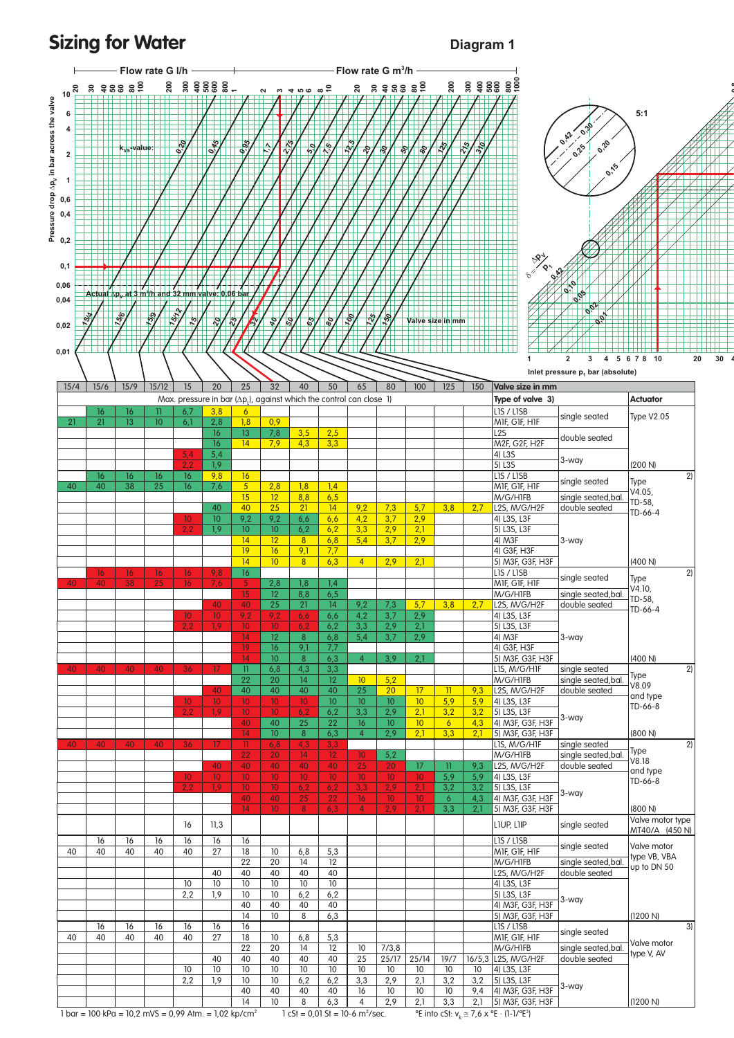# Sizing for Water

**Diagram 1**

Flow rate G l/h — Flow rate G m³/h

Pressure drop $\Delta p_v$ in bar across the valve

$k_{vs}$-value: 0,20 · 0,45 · 0,95 · 1,7 · 2,75 · 5,0 · 7,5 · 12,5 · 20 · 30 · 50 · 80 · 125 · 215 · 310

Actual $\Delta p_v$ at 3 m³/h and 32 mm valve: 0,06 bar

Valve size in mm: 15/4 · 15/6 · 15/9 · 15/12 · 15 · 20 · 25 · 32 · 40 · 50 · 65 · 80 · 100 · 125 · 150

5:1

$\delta = \frac{\Delta p_v}{p_1}$: 0,42 · 0,30 · 0,25 · 0,20 · 0,15 · 0,10 · 0,05 · 0,02 · 0,01

Inlet pressure $p_1$ bar (absolute)

| 15/4 | 15/6 | 15/9 | 15/12 | 15 | 20 | 25 | 32 | 40 | 50 | 65 | 80 | 100 | 125 | 150 | Valve size in mm | | |
|---|---|---|---|---|---|---|---|---|---|---|---|---|---|---|---|---|---|
| Max. pressure in bar ($\Delta p_s$), against which the control can close 1) | | | | | | | | | | | | | | | Type of valve 3) | | Actuator |
| | 16 | 16 | 11 | 6,7 | 3,8 | 6 | | | | | | | | | L1S / L1SB | single seated | Type V2.05 |
| 21 | 21 | 13 | 10 | 6,1 | 2,8 | 1,8 | 0,9 | | | | | | | | M1F, G1F, H1F | | |
| | | | | | 16 | 13 | 7,8 | 3,5 | 2,5 | | | | | | L2S | double seated | |
| | | | | | 16 | 14 | 7,9 | 4,3 | 3,3 | | | | | | M2F, G2F, H2F | | |
| | | | | 5,4 | 5,4 | | | | | | | | | | 4) L3S | 3-way | |
| | | | | 2,2 | 1,9 | | | | | | | | | | 5) L3S | | (200 N) |
| | 16 | 16 | 16 | 16 | 9,8 | 16 | | | | | | | | | L1S / L1SB | single seated | 2) Type V4.05, TD-58, TD-66-4 |
| 40 | 40 | 38 | 25 | 16 | 7,6 | 5 | 2,8 | 1,8 | 1,4 | | | | | | M1F, G1F, H1F | | |
| | | | | | | 15 | 12 | 8,8 | 6,5 | | | | | | M/G/H1FB | single seated, bal. | |
| | | | | | 40 | 40 | 25 | 21 | 14 | 9,2 | 7,3 | 5,7 | 3,8 | 2,7 | L2S, M/G/H2F | double seated | |
| | | | | 10 | 10 | 9,2 | 9,2 | 6,6 | 6,6 | 4,2 | 3,7 | 2,9 | | | 4) L3S, L3F | | |
| | | | | 2,2 | 1,9 | 10 | 10 | 6,2 | 6,2 | 3,3 | 2,9 | 2,1 | | | 5) L3S, L3F | | |
| | | | | | | 14 | 12 | 8 | 6,8 | 5,4 | 3,7 | 2,9 | | | 4) M3F | 3-way | |
| | | | | | | 19 | 16 | 9,1 | 7,7 | | | | | | 4) G3F, H3F | | |
| | | | | | | 14 | 10 | 8 | 6,3 | 4 | 2,9 | 2,1 | | | 5) M3F, G3F, H3F | | (400 N) |
| | 16 | 16 | 16 | 16 | 9,8 | 16 | | | | | | | | | L1S / L1SB | single seated | 2) Type V4.10, TD-58, TD-66-4 |
| 40 | 40 | 38 | 25 | 16 | 7,6 | 5 | 2,8 | 1,8 | 1,4 | | | | | | M1F, G1F, H1F | | |
| | | | | | | 15 | 12 | 8,8 | 6,5 | | | | | | M/G/H1FB | single seated, bal. | |
| | | | | | 40 | 40 | 25 | 21 | 14 | 9,2 | 7,3 | 5,7 | 3,8 | 2,7 | L2S, M/G/H2F | double seated | |
| | | | | 10 | 10 | 9,2 | 9,2 | 6,6 | 6,6 | 4,2 | 3,7 | 2,9 | | | 4) L3S, L3F | | |
| | | | | 2,2 | 1,9 | 10 | 10 | 6,2 | 6,2 | 3,3 | 2,9 | 2,1 | | | 5) L3S, L3F | | |
| | | | | | | 14 | 12 | 8 | 6,8 | 5,4 | 3,7 | 2,9 | | | 4) M3F | 3-way | |
| | | | | | | 19 | 16 | 9,1 | 7,7 | | | | | | 4) G3F, H3F | | |
| | | | | | | 14 | 10 | 8 | 6,3 | 4 | 3,9 | 2,1 | | | 5) M3F, G3F, H3F | | (400 N) |
| 40 | 40 | 40 | 40 | 36 | 17 | 11 | 6,8 | 4,3 | 3,3 | | | | | | L1S, M/G/H1F | single seated | 2) Type V8.09 and type TD-66-8 |
| | | | | | | 22 | 20 | 14 | 12 | 10 | 5,2 | | | | M/G/H1FB | single seated, bal. | |
| | | | | | 40 | 40 | 40 | 40 | 40 | 25 | 20 | 17 | 11 | 9,3 | L2S, M/G/H2F | double seated | |
| | | | | 10 | 10 | 10 | 10 | 10 | 10 | 10 | 10 | 10 | 5,9 | 5,9 | 4) L3S, L3F | 3-way | |
| | | | | 2,2 | 1,9 | 10 | 10 | 6,2 | 6,2 | 3,3 | 2,9 | 2,1 | 3,2 | 3,2 | 5) L3S, L3F | | |
| | | | | | | 40 | 40 | 25 | 22 | 16 | 10 | 10 | 6 | 4,3 | 4) M3F, G3F, H3F | | |
| | | | | | | 14 | 10 | 8 | 6,3 | 4 | 2,9 | 2,1 | 3,3 | 2,1 | 5) M3F, G3F, H3F | | (800 N) |
| 40 | 40 | 40 | 40 | 36 | 17 | 11 | 6,8 | 4,3 | 3,3 | | | | | | L1S, M/G/H1F | single seated | 2) Type V8.18 and type TD-66-8 |
| | | | | | | 22 | 20 | 14 | 12 | 10 | 5,2 | | | | M/G/H1FB | single seated, bal. | |
| | | | | | 40 | 40 | 40 | 40 | 40 | 25 | 20 | 17 | 11 | 9,3 | L2S, M/G/H2F | double seated | |
| | | | | 10 | 10 | 10 | 10 | 10 | 10 | 10 | 10 | 10 | 5,9 | 5,9 | 4) L3S, L3F | 3-way | |
| | | | | 2,2 | 1,9 | 10 | 10 | 6,2 | 6,2 | 3,3 | 2,9 | 2,1 | 3,2 | 3,2 | 5) L3S, L3F | | |
| | | | | | | 40 | 40 | 25 | 22 | 16 | 10 | 10 | 6 | 4,3 | 4) M3F, G3F, H3F | | |
| | | | | | | 14 | 10 | 8 | 6,3 | 4 | 2,9 | 2,1 | 3,3 | 2,1 | 5) M3F, G3F, H3F | | (800 N) |
| | | | | 16 | 11,3 | | | | | | | | | | L1UP, L1IP | single seated | Valve motor type MT40/A (450 N) |
| | 16 | 16 | 16 | 16 | 16 | 16 | | | | | | | | | L1S / L1SB | single seated | Valve motor type VB, VBA up to DN 50 |
| 40 | 40 | 40 | 40 | 40 | 27 | 18 | 10 | 6,8 | 5,3 | | | | | | M1F, G1F, H1F | | |
| | | | | | | 22 | 20 | 14 | 12 | | | | | | M/G/H1FB | single seated, bal. | |
| | | | | | 40 | 40 | 40 | 40 | 40 | | | | | | L2S, M/G/H2F | double seated | |
| | | | | 10 | 10 | 10 | 10 | 10 | 10 | | | | | | 4) L3S, L3F | 3-way | |
| | | | | 2,2 | 1,9 | 10 | 10 | 6,2 | 6,2 | | | | | | 5) L3S, L3F | | |
| | | | | | | 40 | 40 | 40 | 40 | | | | | | 4) M3F, G3F, H3F | | |
| | | | | | | 14 | 10 | 8 | 6,3 | | | | | | 5) M3F, G3F, H3F | | (1200 N) |
| | 16 | 16 | 16 | 16 | 16 | 16 | | | | | | | | | L1S / L1SB | single seated | 3) Valve motor type V, AV |
| 40 | 40 | 40 | 40 | 40 | 27 | 18 | 10 | 6,8 | 5,3 | | | | | | M1F, G1F, H1F | | |
| | | | | | | 22 | 20 | 14 | 12 | 10 | 7/3,8 | | | | M/G/H1FB | single seated, bal. | |
| | | | | | 40 | 40 | 40 | 40 | 40 | 25 | 25/17 | 25/14 | 19/7 | 16/5,3 | L2S, M/G/H2F | double seated | |
| | | | | 10 | 10 | 10 | 10 | 10 | 10 | 10 | 10 | 10 | 10 | 10 | 4) L3S, L3F | 3-way | |
| | | | | 2,2 | 1,9 | 10 | 10 | 6,2 | 6,2 | 3,3 | 2,9 | 2,1 | 3,2 | 3,2 | 5) L3S, L3F | | |
| | | | | | | 40 | 40 | 40 | 40 | 16 | 10 | 10 | 10 | 9,4 | 4) M3F, G3F, H3F | | |
| | | | | | | 14 | 10 | 8 | 6,3 | 4 | 2,9 | 2,1 | 3,3 | 2,1 | 5) M3F, G3F, H3F | | (1200 N) |

1 bar = 100 kPa = 10,2 mWS = 0,99 Atm. = 1,02 kp/cm²   1 cSt = 0,01 St = 10-6 m²/sec.   °E into cSt: $v_k \cong 7{,}6 \times °E \cdot (1-1/°E^3)$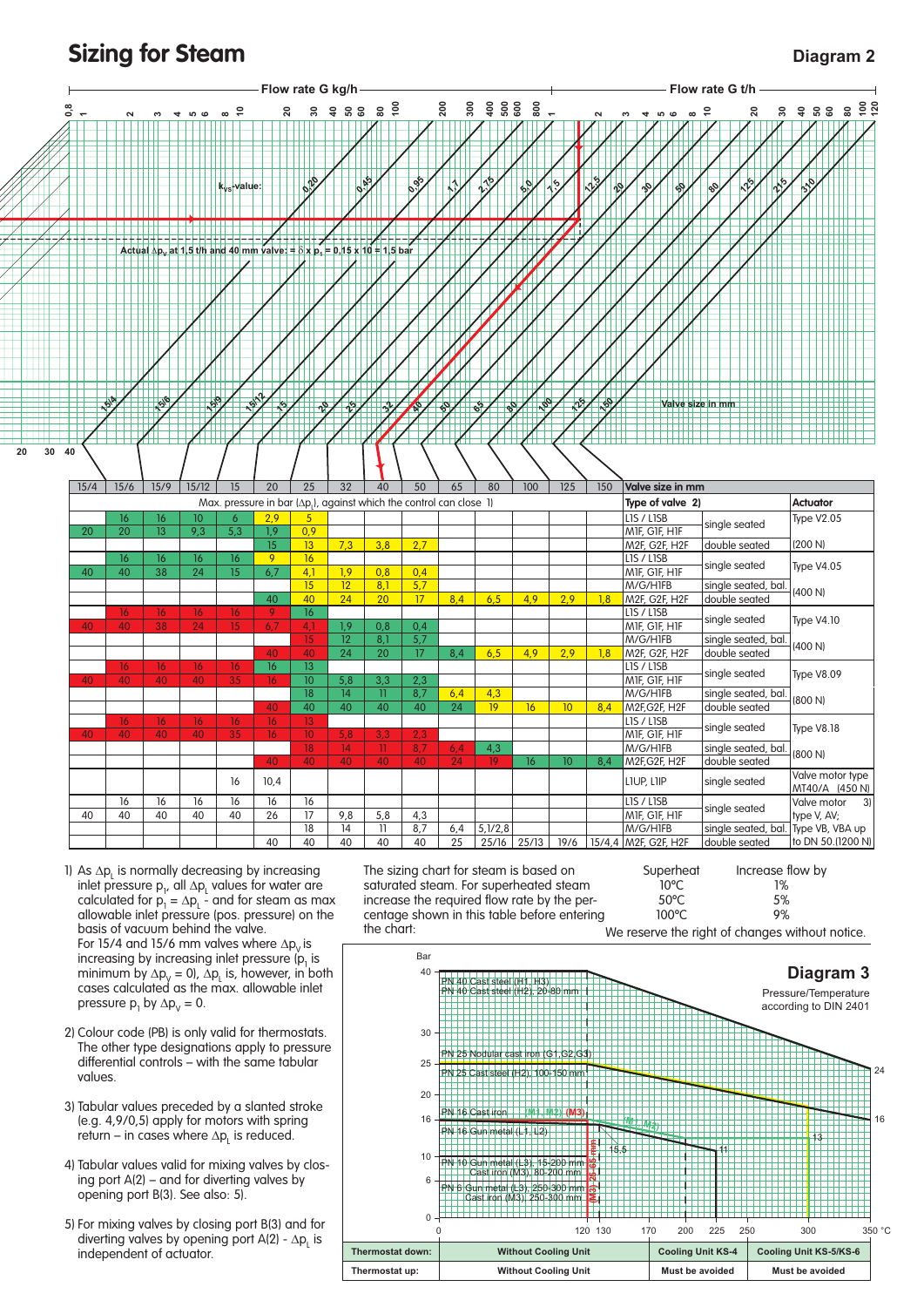# Sizing for Steam

**Diagram 2**

Flow rate G kg/h — Flow rate G t/h

$k_{vs}$-value: 0.20, 0.45, 0.95, 1.7, 2.75, 5.0, 7.5, 12.5, 20, 30, 50, 80, 125, 215, 310

Actual $\Delta p_v$ at 1,5 t/h and 40 mm valve: = $\delta$ x $p_1$ = 0,15 x 10 = 1,5 bar

Valve size in mm: 15/4, 15/6, 15/9, 15/12, 15, 20, 25, 32, 40, 50, 65, 80, 100, 125, 150

| 15/4 | 15/6 | 15/9 | 15/12 | 15 | 20 | 25 | 32 | 40 | 50 | 65 | 80 | 100 | 125 | 150 | Valve size in mm | | |
|---|---|---|---|---|---|---|---|---|---|---|---|---|---|---|---|---|---|
| Max. pressure in bar ($\Delta p_L$), against which the control can close 1) | | | | | | | | | | | | | | | Type of valve 2) | | Actuator |
| | 16 | 16 | 10 | 6 | 2,9 | 5 | | | | | | | | | L1S / L1SB | single seated | Type V2.05 |
| 20 | 20 | 13 | 9,3 | 5,3 | 1,9 | 0,9 | | | | | | | | | M1F, G1F, H1F | | |
| | | | | | 15 | 13 | 7,3 | 3,8 | 2,7 | | | | | | M2F, G2F, H2F | double seated | (200 N) |
| | 16 | 16 | 16 | 16 | 9 | 16 | | | | | | | | | L1S / L1SB | single seated | Type V4.05 |
| 40 | 40 | 38 | 24 | 15 | 6,7 | 4,1 | 1,9 | 0,8 | 0,4 | | | | | | M1F, G1F, H1F | | |
| | | | | | | 15 | 12 | 8,1 | 5,7 | | | | | | M/G/H1FB | single seated, bal. | (400 N) |
| | | | | | 40 | 40 | 24 | 20 | 17 | 8,4 | 6,5 | 4,9 | 2,9 | 1,8 | M2F, G2F, H2F | double seated | |
| | 16 | 16 | 16 | 16 | 9 | 16 | | | | | | | | | L1S / L1SB | single seated | Type V4.10 |
| 40 | 40 | 38 | 24 | 15 | 6,7 | 4,1 | 1,9 | 0,8 | 0,4 | | | | | | M1F, G1F, H1F | | |
| | | | | | | 15 | 12 | 8,1 | 5,7 | | | | | | M/G/H1FB | single seated, bal. | (400 N) |
| | | | | | 40 | 40 | 24 | 20 | 17 | 8,4 | 6,5 | 4,9 | 2,9 | 1,8 | M2F, G2F, H2F | double seated | |
| | 16 | 16 | 16 | 16 | 16 | 13 | | | | | | | | | L1S / L1SB | single seated | Type V8.09 |
| 40 | 40 | 40 | 40 | 35 | 16 | 10 | 5,8 | 3,3 | 2,3 | | | | | | M1F, G1F, H1F | | |
| | | | | | | 18 | 14 | 11 | 8,7 | 6,4 | 4,3 | | | | M/G/H1FB | single seated, bal. | (800 N) |
| | | | | | 40 | 40 | 40 | 40 | 40 | 24 | 19 | 16 | 10 | 8,4 | M2F,G2F, H2F | double seated | |
| | 16 | 16 | 16 | 16 | 16 | 13 | | | | | | | | | L1S / L1SB | single seated | Type V8.18 |
| 40 | 40 | 40 | 40 | 35 | 16 | 10 | 5,8 | 3,3 | 2,3 | | | | | | M1F, G1F, H1F | | |
| | | | | | | 18 | 14 | 11 | 8,7 | 6,4 | 4,3 | | | | M/G/H1FB | single seated, bal. | (800 N) |
| | | | | | 40 | 40 | 40 | 40 | 40 | 24 | 19 | 16 | 10 | 8,4 | M2F,G2F, H2F | double seated | |
| | | | | 16 | 10,4 | | | | | | | | | | L1UP, L1IP | single seated | Valve motor type MT40/A (450 N) |
| | 16 | 16 | 16 | 16 | 16 | 16 | | | | | | | | | L1S / L1SB | single seated | Valve motor 3) |
| 40 | 40 | 40 | 40 | 40 | 26 | 17 | 9,8 | 5,8 | 4,3 | | | | | | M1F, G1F, H1F | | type V, AV; |
| | | | | | | 18 | 14 | 11 | 8,7 | 6,4 | 5,1/2,8 | | | | M/G/H1FB | single seated, bal. | Type VB, VBA up |
| | | | | | 40 | 40 | 40 | 40 | 40 | 25 | 25/16 | 25/13 | 19/6 | 15/4,4 | M2F, G2F, H2F | double seated | to DN 50.(1200 N) |

1) As $\Delta p_L$ is normally decreasing by increasing inlet pressure $p_1$, all $\Delta p_L$ values for water are calculated for $p_1 = \Delta p_L$ - and for steam as max allowable inlet pressure (pos. pressure) on the basis of vacuum behind the valve.
For 15/4 and 15/6 mm valves where $\Delta p_V$ is increasing by increasing inlet pressure ($p_1$ is minimum by $\Delta p_V = 0$), $\Delta p_L$ is, however, in both cases calculated as the max. allowable inlet pressure $p_1$ by $\Delta p_V = 0$.

2) Colour code (PB) is only valid for thermostats. The other type designations apply to pressure differential controls – with the same tabular values.

3) Tabular values preceded by a slanted stroke (e.g. 4,9/0,5) apply for motors with spring return – in cases where $\Delta p_L$ is reduced.

4) Tabular values valid for mixing valves by closing port A(2) – and for diverting valves by opening port B(3). See also: 5).

5) For mixing valves by closing port B(3) and for diverting valves by opening port A(2) - $\Delta p_L$ is independent of actuator.

The sizing chart for steam is based on saturated steam. For superheated steam increase the required flow rate by the percentage shown in this table before entering the chart:

| Superheat | Increase flow by |
|---|---|
| 10°C | 1% |
| 50°C | 5% |
| 100°C | 9% |

We reserve the right of changes without notice.

**Diagram 3**

Pressure/Temperature according to DIN 2401

- PN 40 Cast steel (H1, H3)
- PN 40 Cast steel (H2), 20-80 mm
- PN 25 Nodular cast iron (G1,G2,G3)
- PN 25 Cast steel (H2), 100-150 mm
- PN 16 Cast iron (M1, M2) (M3)
- PN 16 Gun metal (L1, L2)
- PN 10 Gun metal (L3), 15-200 mm; Cast iron (M3), 80-200 mm
- PN 6 Gun metal (L3), 250-300 mm; Cast iron (M3), 250-300 mm

| Thermostat down: | Without Cooling Unit | Cooling Unit KS-4 | Cooling Unit KS-5/KS-6 |
|---|---|---|---|
| Thermostat up: | Without Cooling Unit | Must be avoided | Must be avoided |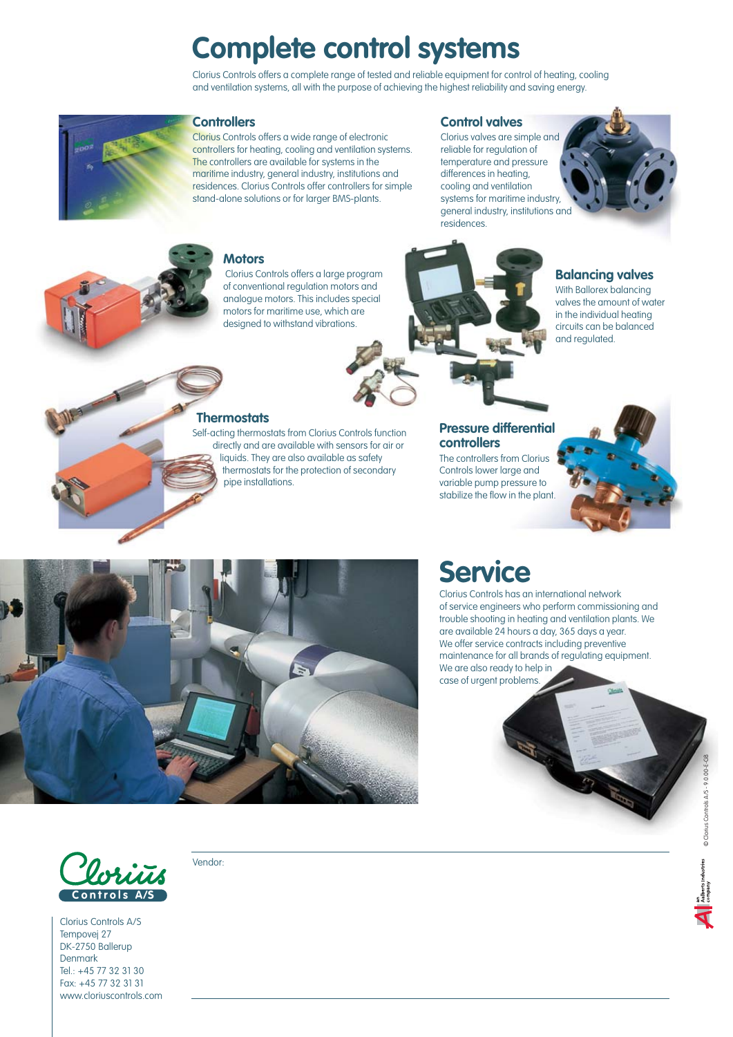# Complete control systems

Clorius Controls offers a complete range of tested and reliable equipment for control of heating, cooling and ventilation systems, all with the purpose of achieving the highest reliability and saving energy.

### Controllers

Clorius Controls offers a wide range of electronic controllers for heating, cooling and ventilation systems. The controllers are available for systems in the maritime industry, general industry, institutions and residences. Clorius Controls offer controllers for simple stand-alone solutions or for larger BMS-plants.

### Control valves

Clorius valves are simple and reliable for regulation of temperature and pressure differences in heating, cooling and ventilation systems for maritime industry, general industry, institutions and residences.

### Motors

Clorius Controls offers a large program of conventional regulation motors and analogue motors. This includes special motors for maritime use, which are designed to withstand vibrations.

### Balancing valves

With Ballorex balancing valves the amount of water in the individual heating circuits can be balanced and regulated.

### Thermostats

Self-acting thermostats from Clorius Controls function directly and are available with sensors for air or liquids. They are also available as safety thermostats for the protection of secondary pipe installations.

### Pressure differential controllers

The controllers from Clorius Controls lower large and variable pump pressure to stabilize the flow in the plant.

# Service

Clorius Controls has an international network of service engineers who perform commissioning and trouble shooting in heating and ventilation plants. We are available 24 hours a day, 365 days a year. We offer service contracts including preventive maintenance for all brands of regulating equipment. We are also ready to help in case of urgent problems.

Clorius Controls A/S

Vendor:

Clorius Controls A/S
Tempovej 27
DK-2750 Ballerup
Denmark
Tel.: +45 77 32 31 30
Fax: +45 77 32 31 31
www.cloriuscontrols.com

© Clorius Controls A/S - 9.0.00-E-GB

An Aalberts Industries company